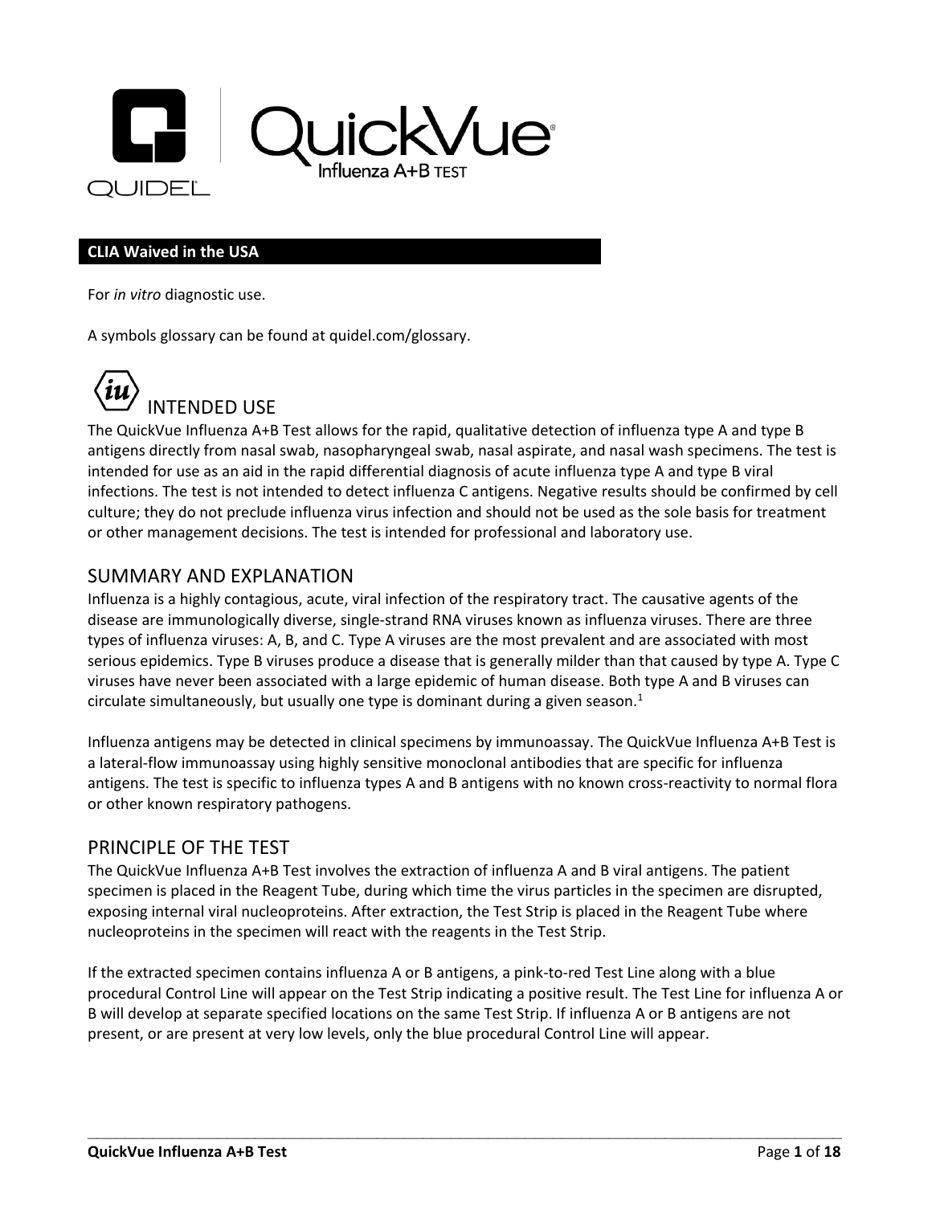# QuickVue Influenza A+B TEST

**CLIA Waived in the USA**

For *in vitro* diagnostic use.

A symbols glossary can be found at quidel.com/glossary.

## INTENDED USE

The QuickVue Influenza A+B Test allows for the rapid, qualitative detection of influenza type A and type B antigens directly from nasal swab, nasopharyngeal swab, nasal aspirate, and nasal wash specimens. The test is intended for use as an aid in the rapid differential diagnosis of acute influenza type A and type B viral infections. The test is not intended to detect influenza C antigens. Negative results should be confirmed by cell culture; they do not preclude influenza virus infection and should not be used as the sole basis for treatment or other management decisions. The test is intended for professional and laboratory use.

## SUMMARY AND EXPLANATION

Influenza is a highly contagious, acute, viral infection of the respiratory tract. The causative agents of the disease are immunologically diverse, single-strand RNA viruses known as influenza viruses. There are three types of influenza viruses: A, B, and C. Type A viruses are the most prevalent and are associated with most serious epidemics. Type B viruses produce a disease that is generally milder than that caused by type A. Type C viruses have never been associated with a large epidemic of human disease. Both type A and B viruses can circulate simultaneously, but usually one type is dominant during a given season.[1]

Influenza antigens may be detected in clinical specimens by immunoassay. The QuickVue Influenza A+B Test is a lateral-flow immunoassay using highly sensitive monoclonal antibodies that are specific for influenza antigens. The test is specific to influenza types A and B antigens with no known cross-reactivity to normal flora or other known respiratory pathogens.

## PRINCIPLE OF THE TEST

The QuickVue Influenza A+B Test involves the extraction of influenza A and B viral antigens. The patient specimen is placed in the Reagent Tube, during which time the virus particles in the specimen are disrupted, exposing internal viral nucleoproteins. After extraction, the Test Strip is placed in the Reagent Tube where nucleoproteins in the specimen will react with the reagents in the Test Strip.

If the extracted specimen contains influenza A or B antigens, a pink-to-red Test Line along with a blue procedural Control Line will appear on the Test Strip indicating a positive result. The Test Line for influenza A or B will develop at separate specified locations on the same Test Strip. If influenza A or B antigens are not present, or are present at very low levels, only the blue procedural Control Line will appear.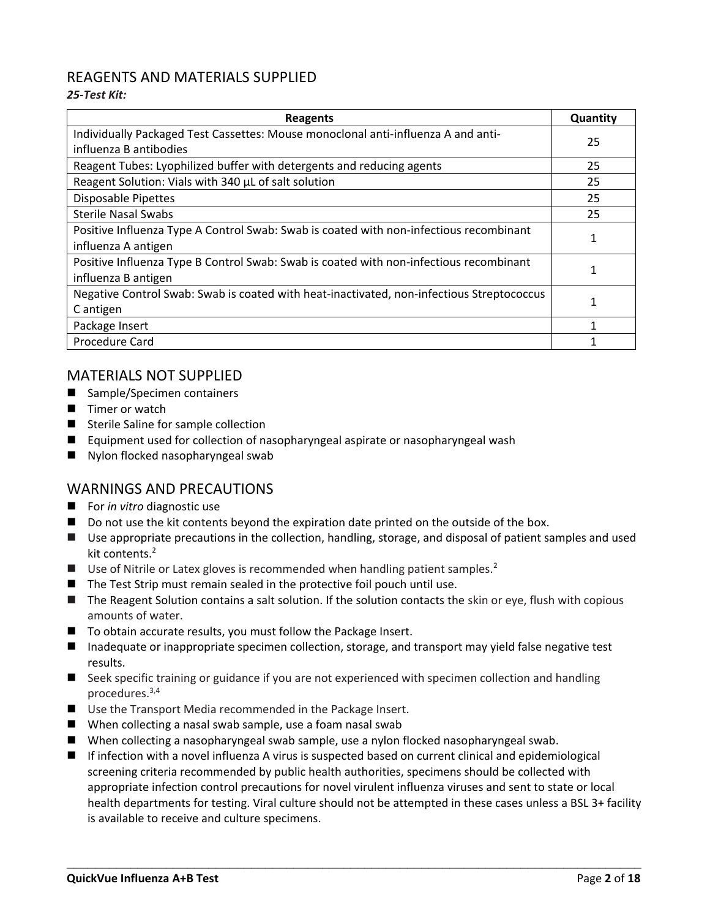## REAGENTS AND MATERIALS SUPPLIED

***25-Test Kit:***

| Reagents | Quantity |
|---|---|
| Individually Packaged Test Cassettes: Mouse monoclonal anti-influenza A and anti-influenza B antibodies | 25 |
| Reagent Tubes: Lyophilized buffer with detergents and reducing agents | 25 |
| Reagent Solution: Vials with 340 µL of salt solution | 25 |
| Disposable Pipettes | 25 |
| Sterile Nasal Swabs | 25 |
| Positive Influenza Type A Control Swab: Swab is coated with non-infectious recombinant influenza A antigen | 1 |
| Positive Influenza Type B Control Swab: Swab is coated with non-infectious recombinant influenza B antigen | 1 |
| Negative Control Swab: Swab is coated with heat-inactivated, non-infectious Streptococcus C antigen | 1 |
| Package Insert | 1 |
| Procedure Card | 1 |

## MATERIALS NOT SUPPLIED

- Sample/Specimen containers
- Timer or watch
- Sterile Saline for sample collection
- Equipment used for collection of nasopharyngeal aspirate or nasopharyngeal wash
- Nylon flocked nasopharyngeal swab

## WARNINGS AND PRECAUTIONS

- For *in vitro* diagnostic use
- Do not use the kit contents beyond the expiration date printed on the outside of the box.
- Use appropriate precautions in the collection, handling, storage, and disposal of patient samples and used kit contents.[2]
- Use of Nitrile or Latex gloves is recommended when handling patient samples.[2]
- The Test Strip must remain sealed in the protective foil pouch until use.
- The Reagent Solution contains a salt solution. If the solution contacts the skin or eye, flush with copious amounts of water.
- To obtain accurate results, you must follow the Package Insert.
- Inadequate or inappropriate specimen collection, storage, and transport may yield false negative test results.
- Seek specific training or guidance if you are not experienced with specimen collection and handling procedures.[3,4]
- Use the Transport Media recommended in the Package Insert.
- When collecting a nasal swab sample, use a foam nasal swab
- When collecting a nasopharyngeal swab sample, use a nylon flocked nasopharyngeal swab.
- If infection with a novel influenza A virus is suspected based on current clinical and epidemiological screening criteria recommended by public health authorities, specimens should be collected with appropriate infection control precautions for novel virulent influenza viruses and sent to state or local health departments for testing. Viral culture should not be attempted in these cases unless a BSL 3+ facility is available to receive and culture specimens.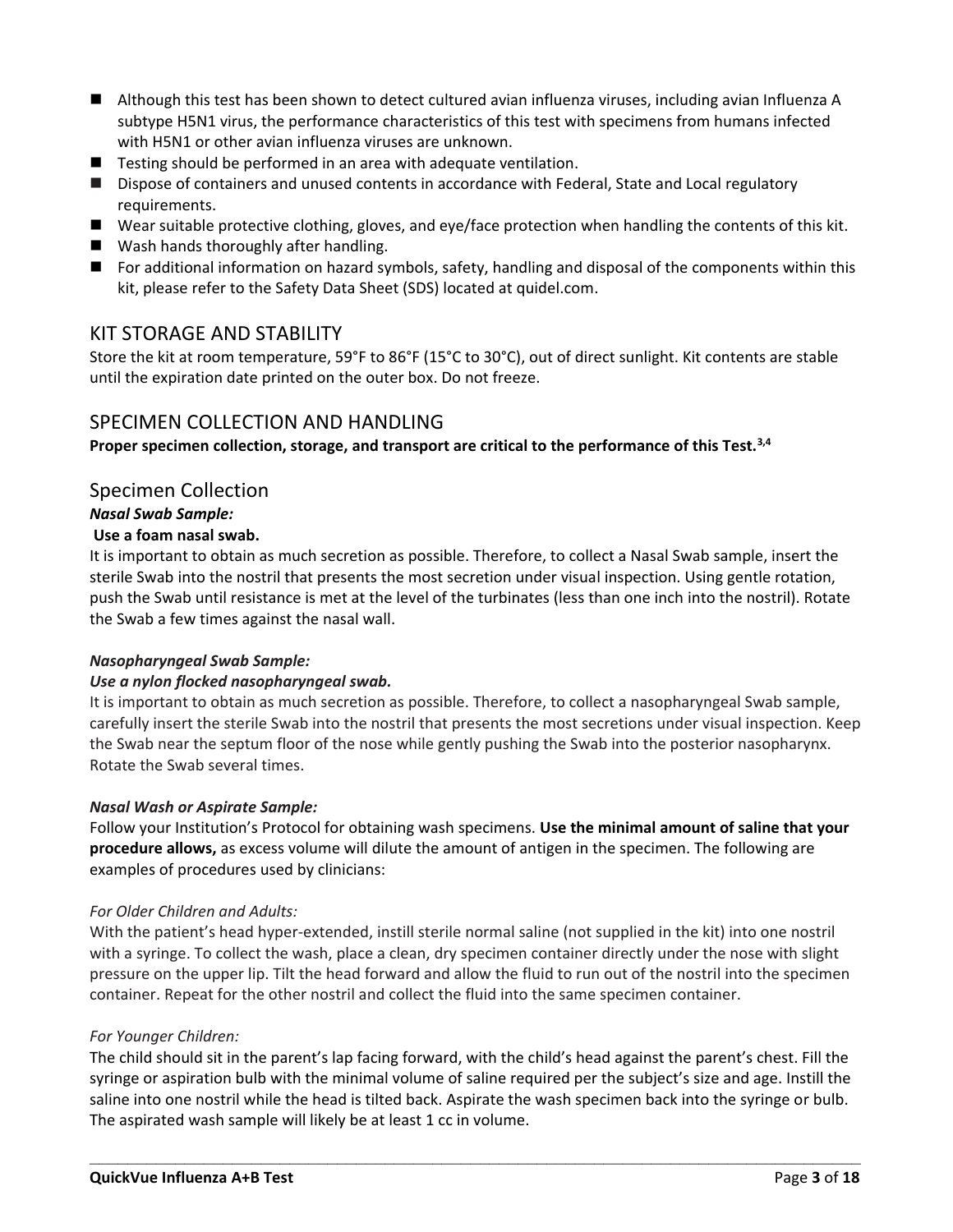- Although this test has been shown to detect cultured avian influenza viruses, including avian Influenza A subtype H5N1 virus, the performance characteristics of this test with specimens from humans infected with H5N1 or other avian influenza viruses are unknown.
- Testing should be performed in an area with adequate ventilation.
- Dispose of containers and unused contents in accordance with Federal, State and Local regulatory requirements.
- Wear suitable protective clothing, gloves, and eye/face protection when handling the contents of this kit.
- Wash hands thoroughly after handling.
- For additional information on hazard symbols, safety, handling and disposal of the components within this kit, please refer to the Safety Data Sheet (SDS) located at quidel.com.

## KIT STORAGE AND STABILITY

Store the kit at room temperature, 59°F to 86°F (15°C to 30°C), out of direct sunlight. Kit contents are stable until the expiration date printed on the outer box. Do not freeze.

## SPECIMEN COLLECTION AND HANDLING

**Proper specimen collection, storage, and transport are critical to the performance of this Test.[3,4]**

### Specimen Collection

***Nasal Swab Sample:***

**Use a foam nasal swab.**

It is important to obtain as much secretion as possible. Therefore, to collect a Nasal Swab sample, insert the sterile Swab into the nostril that presents the most secretion under visual inspection. Using gentle rotation, push the Swab until resistance is met at the level of the turbinates (less than one inch into the nostril). Rotate the Swab a few times against the nasal wall.

***Nasopharyngeal Swab Sample:***

***Use a nylon flocked nasopharyngeal swab.***

It is important to obtain as much secretion as possible. Therefore, to collect a nasopharyngeal Swab sample, carefully insert the sterile Swab into the nostril that presents the most secretions under visual inspection. Keep the Swab near the septum floor of the nose while gently pushing the Swab into the posterior nasopharynx. Rotate the Swab several times.

***Nasal Wash or Aspirate Sample:***

Follow your Institution's Protocol for obtaining wash specimens. **Use the minimal amount of saline that your procedure allows,** as excess volume will dilute the amount of antigen in the specimen. The following are examples of procedures used by clinicians:

*For Older Children and Adults:*

With the patient's head hyper-extended, instill sterile normal saline (not supplied in the kit) into one nostril with a syringe. To collect the wash, place a clean, dry specimen container directly under the nose with slight pressure on the upper lip. Tilt the head forward and allow the fluid to run out of the nostril into the specimen container. Repeat for the other nostril and collect the fluid into the same specimen container.

*For Younger Children:*

The child should sit in the parent's lap facing forward, with the child's head against the parent's chest. Fill the syringe or aspiration bulb with the minimal volume of saline required per the subject's size and age. Instill the saline into one nostril while the head is tilted back. Aspirate the wash specimen back into the syringe or bulb. The aspirated wash sample will likely be at least 1 cc in volume.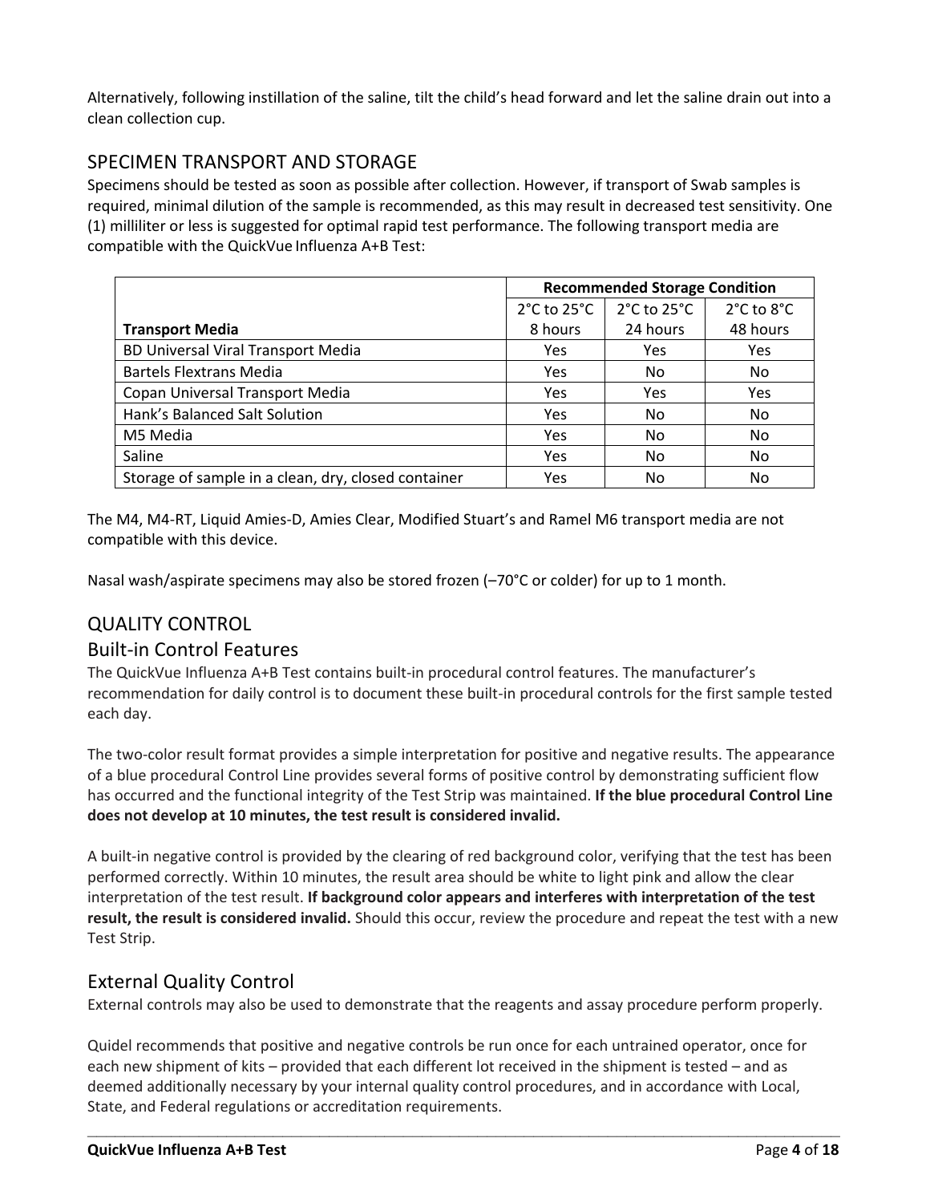Alternatively, following instillation of the saline, tilt the child's head forward and let the saline drain out into a clean collection cup.

## SPECIMEN TRANSPORT AND STORAGE

Specimens should be tested as soon as possible after collection. However, if transport of Swab samples is required, minimal dilution of the sample is recommended, as this may result in decreased test sensitivity. One (1) milliliter or less is suggested for optimal rapid test performance. The following transport media are compatible with the QuickVue Influenza A+B Test:

| | **Recommended Storage Condition** | | |
|---|---|---|---|
| **Transport Media** | 2°C to 25°C 8 hours | 2°C to 25°C 24 hours | 2°C to 8°C 48 hours |
| BD Universal Viral Transport Media | Yes | Yes | Yes |
| Bartels Flextrans Media | Yes | No | No |
| Copan Universal Transport Media | Yes | Yes | Yes |
| Hank's Balanced Salt Solution | Yes | No | No |
| M5 Media | Yes | No | No |
| Saline | Yes | No | No |
| Storage of sample in a clean, dry, closed container | Yes | No | No |

The M4, M4-RT, Liquid Amies-D, Amies Clear, Modified Stuart's and Ramel M6 transport media are not compatible with this device.

Nasal wash/aspirate specimens may also be stored frozen (–70°C or colder) for up to 1 month.

## QUALITY CONTROL

### Built-in Control Features

The QuickVue Influenza A+B Test contains built-in procedural control features. The manufacturer's recommendation for daily control is to document these built-in procedural controls for the first sample tested each day.

The two-color result format provides a simple interpretation for positive and negative results. The appearance of a blue procedural Control Line provides several forms of positive control by demonstrating sufficient flow has occurred and the functional integrity of the Test Strip was maintained. **If the blue procedural Control Line does not develop at 10 minutes, the test result is considered invalid.**

A built-in negative control is provided by the clearing of red background color, verifying that the test has been performed correctly. Within 10 minutes, the result area should be white to light pink and allow the clear interpretation of the test result. **If background color appears and interferes with interpretation of the test result, the result is considered invalid.** Should this occur, review the procedure and repeat the test with a new Test Strip.

### External Quality Control

External controls may also be used to demonstrate that the reagents and assay procedure perform properly.

Quidel recommends that positive and negative controls be run once for each untrained operator, once for each new shipment of kits – provided that each different lot received in the shipment is tested – and as deemed additionally necessary by your internal quality control procedures, and in accordance with Local, State, and Federal regulations or accreditation requirements.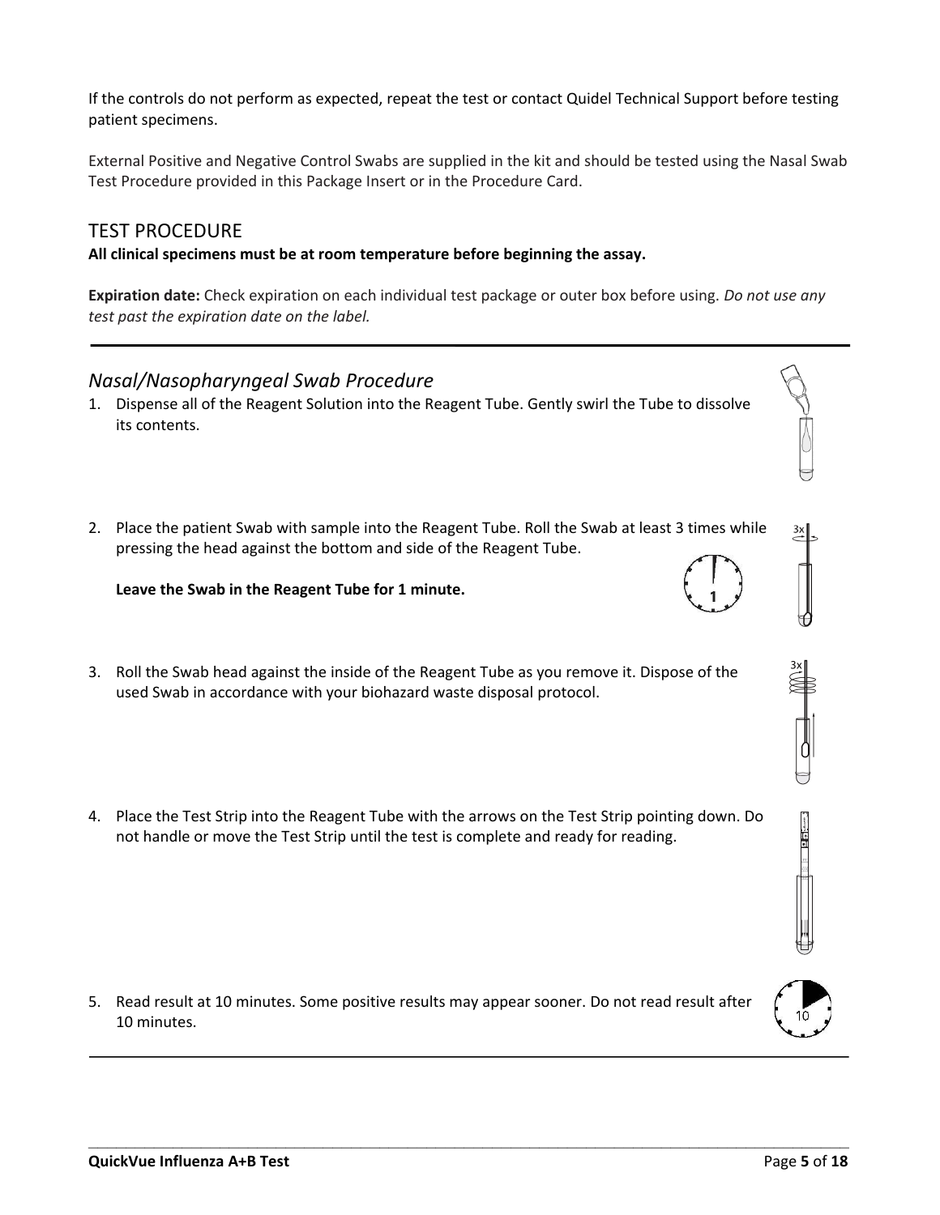If the controls do not perform as expected, repeat the test or contact Quidel Technical Support before testing patient specimens.

External Positive and Negative Control Swabs are supplied in the kit and should be tested using the Nasal Swab Test Procedure provided in this Package Insert or in the Procedure Card.

## TEST PROCEDURE

**All clinical specimens must be at room temperature before beginning the assay.**

**Expiration date:** Check expiration on each individual test package or outer box before using. *Do not use any test past the expiration date on the label.*

### *Nasal/Nasopharyngeal Swab Procedure*

1. Dispense all of the Reagent Solution into the Reagent Tube. Gently swirl the Tube to dissolve its contents.

2. Place the patient Swab with sample into the Reagent Tube. Roll the Swab at least 3 times while pressing the head against the bottom and side of the Reagent Tube.

   **Leave the Swab in the Reagent Tube for 1 minute.**

3. Roll the Swab head against the inside of the Reagent Tube as you remove it. Dispose of the used Swab in accordance with your biohazard waste disposal protocol.

4. Place the Test Strip into the Reagent Tube with the arrows on the Test Strip pointing down. Do not handle or move the Test Strip until the test is complete and ready for reading.

5. Read result at 10 minutes. Some positive results may appear sooner. Do not read result after 10 minutes.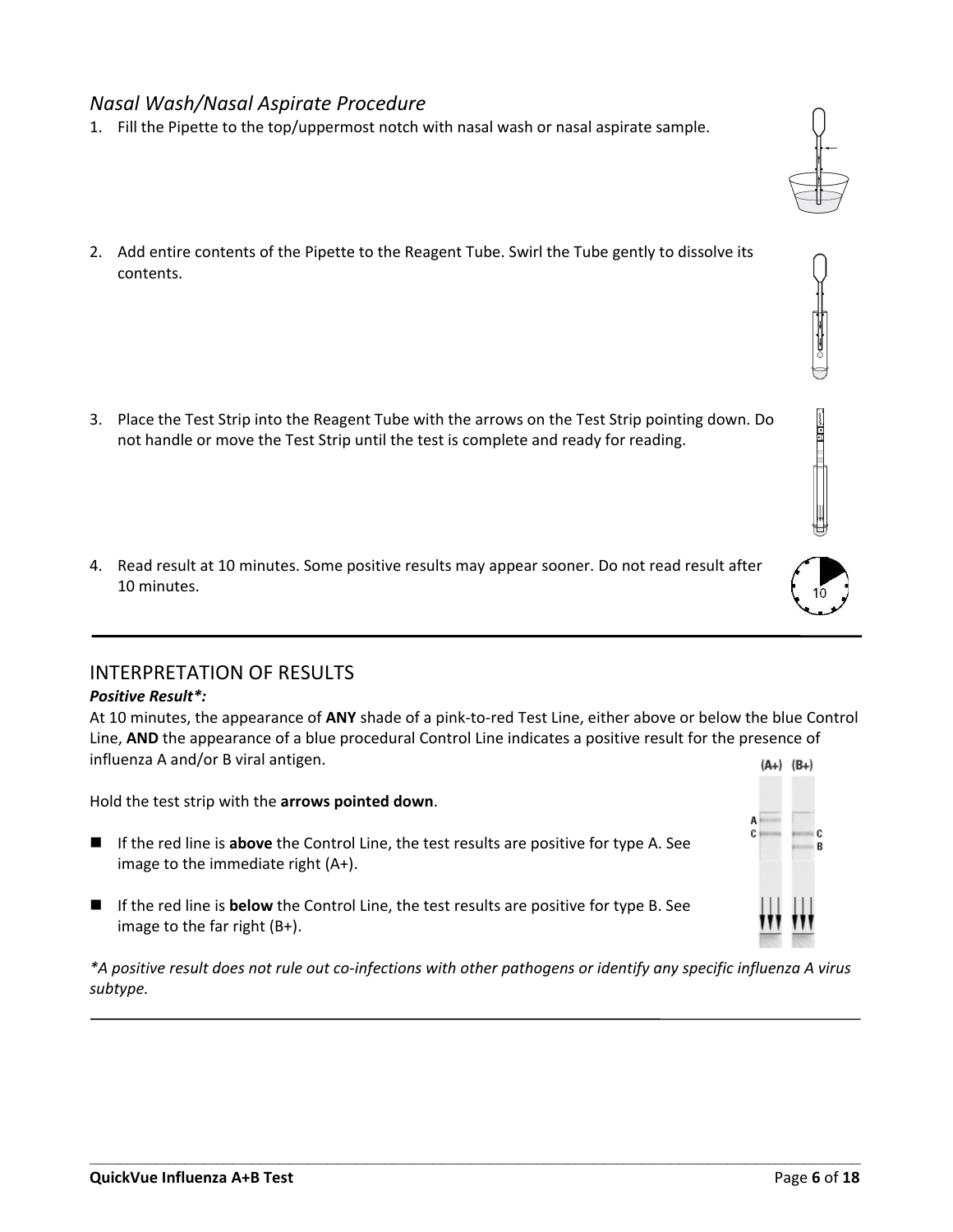### *Nasal Wash/Nasal Aspirate Procedure*

1. Fill the Pipette to the top/uppermost notch with nasal wash or nasal aspirate sample.
2. Add entire contents of the Pipette to the Reagent Tube. Swirl the Tube gently to dissolve its contents.
3. Place the Test Strip into the Reagent Tube with the arrows on the Test Strip pointing down. Do not handle or move the Test Strip until the test is complete and ready for reading.
4. Read result at 10 minutes. Some positive results may appear sooner. Do not read result after 10 minutes.

## INTERPRETATION OF RESULTS

***Positive Result\*:***

At 10 minutes, the appearance of **ANY** shade of a pink-to-red Test Line, either above or below the blue Control Line, **AND** the appearance of a blue procedural Control Line indicates a positive result for the presence of influenza A and/or B viral antigen.

Hold the test strip with the **arrows pointed down**.

- If the red line is **above** the Control Line, the test results are positive for type A. See image to the immediate right (A+).
- If the red line is **below** the Control Line, the test results are positive for type B. See image to the far right (B+).

*\*A positive result does not rule out co-infections with other pathogens or identify any specific influenza A virus subtype.*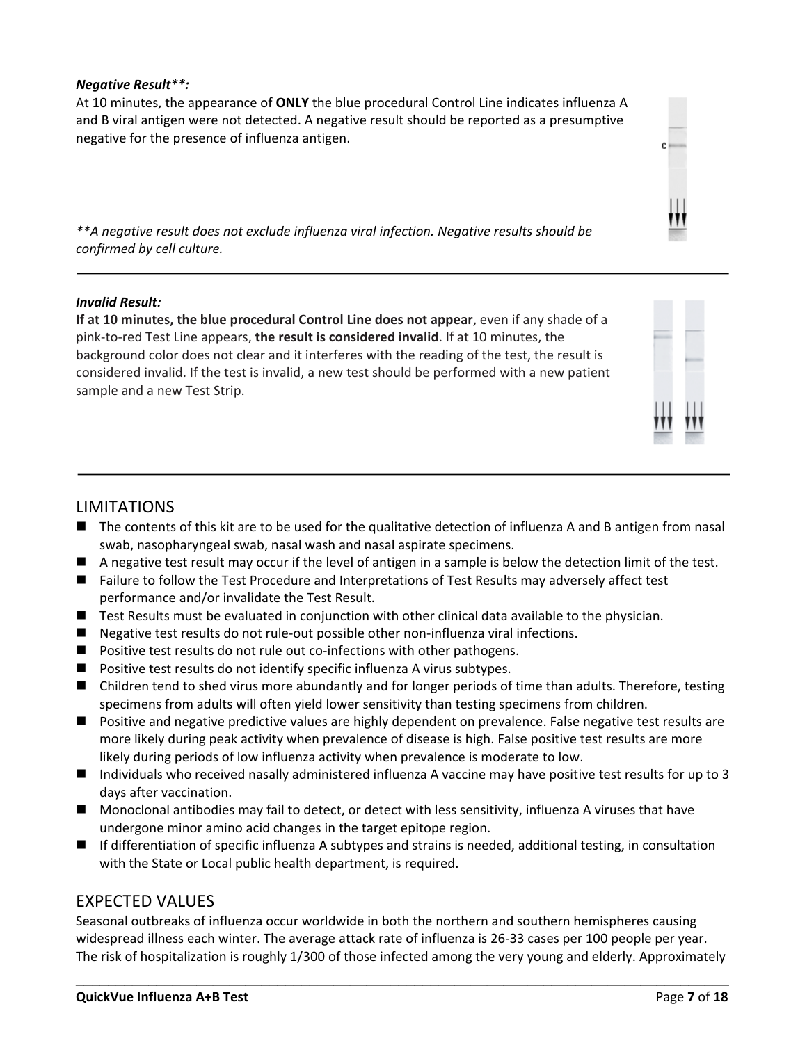***Negative Result\*\*:***

At 10 minutes, the appearance of **ONLY** the blue procedural Control Line indicates influenza A and B viral antigen were not detected. A negative result should be reported as a presumptive negative for the presence of influenza antigen.

*\*\*A negative result does not exclude influenza viral infection. Negative results should be confirmed by cell culture.*

---

***Invalid Result:***

**If at 10 minutes, the blue procedural Control Line does not appear**, even if any shade of a pink-to-red Test Line appears, **the result is considered invalid**. If at 10 minutes, the background color does not clear and it interferes with the reading of the test, the result is considered invalid. If the test is invalid, a new test should be performed with a new patient sample and a new Test Strip.

---

## LIMITATIONS

- The contents of this kit are to be used for the qualitative detection of influenza A and B antigen from nasal swab, nasopharyngeal swab, nasal wash and nasal aspirate specimens.
- A negative test result may occur if the level of antigen in a sample is below the detection limit of the test.
- Failure to follow the Test Procedure and Interpretations of Test Results may adversely affect test performance and/or invalidate the Test Result.
- Test Results must be evaluated in conjunction with other clinical data available to the physician.
- Negative test results do not rule-out possible other non-influenza viral infections.
- Positive test results do not rule out co-infections with other pathogens.
- Positive test results do not identify specific influenza A virus subtypes.
- Children tend to shed virus more abundantly and for longer periods of time than adults. Therefore, testing specimens from adults will often yield lower sensitivity than testing specimens from children.
- Positive and negative predictive values are highly dependent on prevalence. False negative test results are more likely during peak activity when prevalence of disease is high. False positive test results are more likely during periods of low influenza activity when prevalence is moderate to low.
- Individuals who received nasally administered influenza A vaccine may have positive test results for up to 3 days after vaccination.
- Monoclonal antibodies may fail to detect, or detect with less sensitivity, influenza A viruses that have undergone minor amino acid changes in the target epitope region.
- If differentiation of specific influenza A subtypes and strains is needed, additional testing, in consultation with the State or Local public health department, is required.

## EXPECTED VALUES

Seasonal outbreaks of influenza occur worldwide in both the northern and southern hemispheres causing widespread illness each winter. The average attack rate of influenza is 26-33 cases per 100 people per year. The risk of hospitalization is roughly 1/300 of those infected among the very young and elderly. Approximately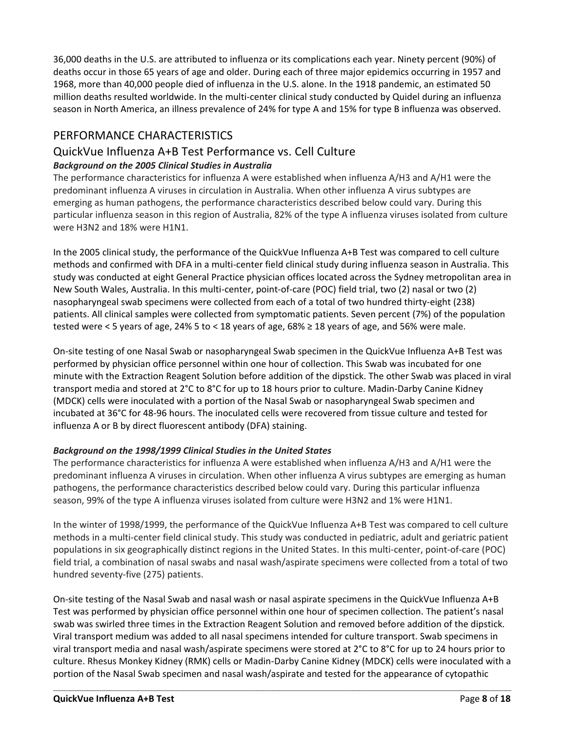36,000 deaths in the U.S. are attributed to influenza or its complications each year. Ninety percent (90%) of deaths occur in those 65 years of age and older. During each of three major epidemics occurring in 1957 and 1968, more than 40,000 people died of influenza in the U.S. alone. In the 1918 pandemic, an estimated 50 million deaths resulted worldwide. In the multi-center clinical study conducted by Quidel during an influenza season in North America, an illness prevalence of 24% for type A and 15% for type B influenza was observed.

## PERFORMANCE CHARACTERISTICS

### QuickVue Influenza A+B Test Performance vs. Cell Culture

#### *Background on the 2005 Clinical Studies in Australia*

The performance characteristics for influenza A were established when influenza A/H3 and A/H1 were the predominant influenza A viruses in circulation in Australia. When other influenza A virus subtypes are emerging as human pathogens, the performance characteristics described below could vary. During this particular influenza season in this region of Australia, 82% of the type A influenza viruses isolated from culture were H3N2 and 18% were H1N1.

In the 2005 clinical study, the performance of the QuickVue Influenza A+B Test was compared to cell culture methods and confirmed with DFA in a multi-center field clinical study during influenza season in Australia. This study was conducted at eight General Practice physician offices located across the Sydney metropolitan area in New South Wales, Australia. In this multi-center, point-of-care (POC) field trial, two (2) nasal or two (2) nasopharyngeal swab specimens were collected from each of a total of two hundred thirty-eight (238) patients. All clinical samples were collected from symptomatic patients. Seven percent (7%) of the population tested were < 5 years of age, 24% 5 to < 18 years of age, 68% ≥ 18 years of age, and 56% were male.

On-site testing of one Nasal Swab or nasopharyngeal Swab specimen in the QuickVue Influenza A+B Test was performed by physician office personnel within one hour of collection. This Swab was incubated for one minute with the Extraction Reagent Solution before addition of the dipstick. The other Swab was placed in viral transport media and stored at 2°C to 8°C for up to 18 hours prior to culture. Madin-Darby Canine Kidney (MDCK) cells were inoculated with a portion of the Nasal Swab or nasopharyngeal Swab specimen and incubated at 36°C for 48-96 hours. The inoculated cells were recovered from tissue culture and tested for influenza A or B by direct fluorescent antibody (DFA) staining.

#### *Background on the 1998/1999 Clinical Studies in the United States*

The performance characteristics for influenza A were established when influenza A/H3 and A/H1 were the predominant influenza A viruses in circulation. When other influenza A virus subtypes are emerging as human pathogens, the performance characteristics described below could vary. During this particular influenza season, 99% of the type A influenza viruses isolated from culture were H3N2 and 1% were H1N1.

In the winter of 1998/1999, the performance of the QuickVue Influenza A+B Test was compared to cell culture methods in a multi-center field clinical study. This study was conducted in pediatric, adult and geriatric patient populations in six geographically distinct regions in the United States. In this multi-center, point-of-care (POC) field trial, a combination of nasal swabs and nasal wash/aspirate specimens were collected from a total of two hundred seventy-five (275) patients.

On-site testing of the Nasal Swab and nasal wash or nasal aspirate specimens in the QuickVue Influenza A+B Test was performed by physician office personnel within one hour of specimen collection. The patient's nasal swab was swirled three times in the Extraction Reagent Solution and removed before addition of the dipstick. Viral transport medium was added to all nasal specimens intended for culture transport. Swab specimens in viral transport media and nasal wash/aspirate specimens were stored at 2°C to 8°C for up to 24 hours prior to culture. Rhesus Monkey Kidney (RMK) cells or Madin-Darby Canine Kidney (MDCK) cells were inoculated with a portion of the Nasal Swab specimen and nasal wash/aspirate and tested for the appearance of cytopathic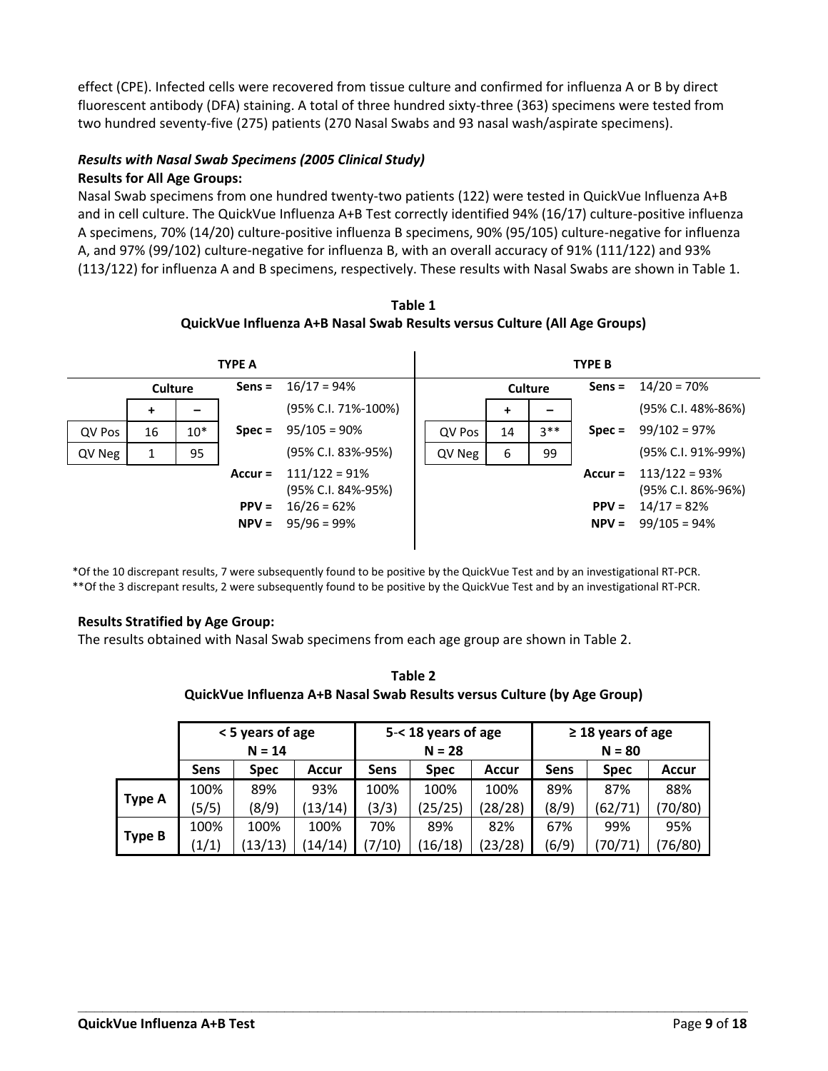effect (CPE). Infected cells were recovered from tissue culture and confirmed for influenza A or B by direct fluorescent antibody (DFA) staining. A total of three hundred sixty-three (363) specimens were tested from two hundred seventy-five (275) patients (270 Nasal Swabs and 93 nasal wash/aspirate specimens).

### *Results with Nasal Swab Specimens (2005 Clinical Study)*

**Results for All Age Groups:**

Nasal Swab specimens from one hundred twenty-two patients (122) were tested in QuickVue Influenza A+B and in cell culture. The QuickVue Influenza A+B Test correctly identified 94% (16/17) culture-positive influenza A specimens, 70% (14/20) culture-positive influenza B specimens, 90% (95/105) culture-negative for influenza A, and 97% (99/102) culture-negative for influenza B, with an overall accuracy of 91% (111/122) and 93% (113/122) for influenza A and B specimens, respectively. These results with Nasal Swabs are shown in Table 1.

**Table 1**
**QuickVue Influenza A+B Nasal Swab Results versus Culture (All Age Groups)**

**TYPE A**

| | Culture | | | |
|---|---|---|---|---|
| | **+** | **–** | | |
| QV Pos | 16 | 10* | **Sens =** | 16/17 = 94% (95% C.I. 71%-100%) |
| QV Neg | 1 | 95 | **Spec =** | 95/105 = 90% (95% C.I. 83%-95%) |
| | | | **Accur =** | 111/122 = 91% (95% C.I. 84%-95%) |
| | | | **PPV =** | 16/26 = 62% |
| | | | **NPV =** | 95/96 = 99% |

**TYPE B**

| | Culture | | | |
|---|---|---|---|---|
| | **+** | **–** | | |
| QV Pos | 14 | 3** | **Sens =** | 14/20 = 70% (95% C.I. 48%-86%) |
| QV Neg | 6 | 99 | **Spec =** | 99/102 = 97% (95% C.I. 91%-99%) |
| | | | **Accur =** | 113/122 = 93% (95% C.I. 86%-96%) |
| | | | **PPV =** | 14/17 = 82% |
| | | | **NPV =** | 99/105 = 94% |

*Of the 10 discrepant results, 7 were subsequently found to be positive by the QuickVue Test and by an investigational RT-PCR.
**Of the 3 discrepant results, 2 were subsequently found to be positive by the QuickVue Test and by an investigational RT-PCR.

**Results Stratified by Age Group:**

The results obtained with Nasal Swab specimens from each age group are shown in Table 2.

**Table 2**
**QuickVue Influenza A+B Nasal Swab Results versus Culture (by Age Group)**

| | < 5 years of age N = 14 | | | 5-< 18 years of age N = 28 | | | ≥ 18 years of age N = 80 | | |
|---|---|---|---|---|---|---|---|---|---|
| | **Sens** | **Spec** | **Accur** | **Sens** | **Spec** | **Accur** | **Sens** | **Spec** | **Accur** |
| **Type A** | 100% (5/5) | 89% (8/9) | 93% (13/14) | 100% (3/3) | 100% (25/25) | 100% (28/28) | 89% (8/9) | 87% (62/71) | 88% (70/80) |
| **Type B** | 100% (1/1) | 100% (13/13) | 100% (14/14) | 70% (7/10) | 89% (16/18) | 82% (23/28) | 67% (6/9) | 99% (70/71) | 95% (76/80) |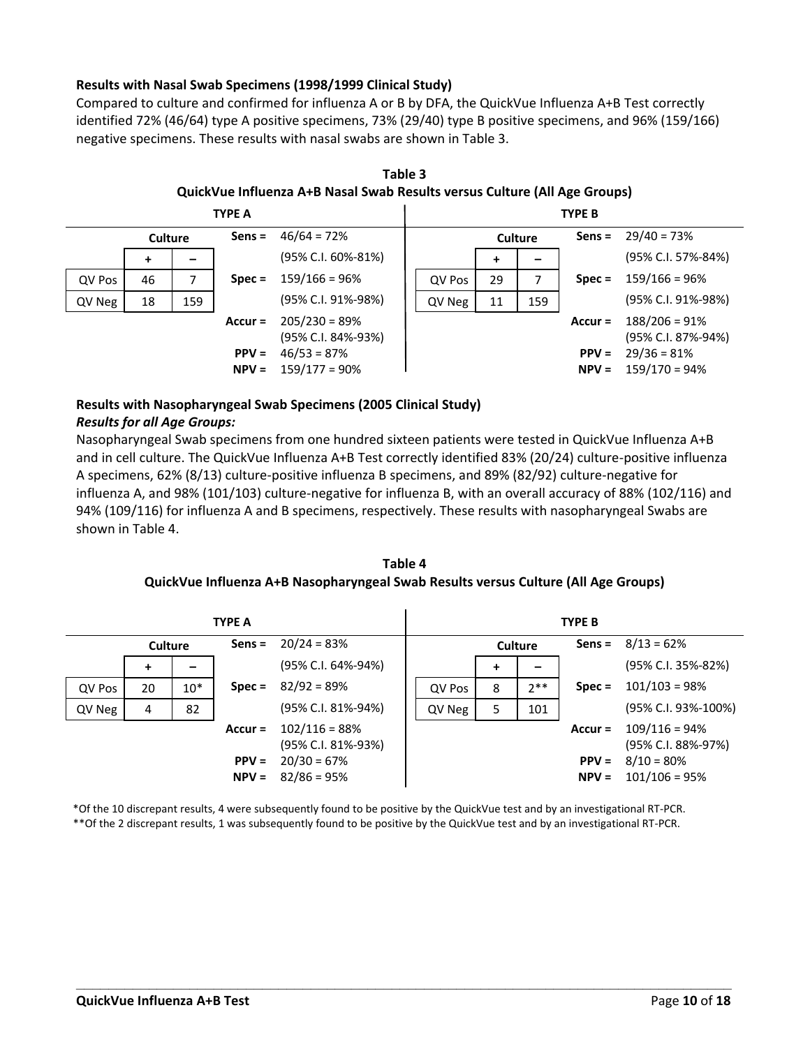**Results with Nasal Swab Specimens (1998/1999 Clinical Study)**

Compared to culture and confirmed for influenza A or B by DFA, the QuickVue Influenza A+B Test correctly identified 72% (46/64) type A positive specimens, 73% (29/40) type B positive specimens, and 96% (159/166) negative specimens. These results with nasal swabs are shown in Table 3.

**Table 3**
**QuickVue Influenza A+B Nasal Swab Results versus Culture (All Age Groups)**

| TYPE A | | | | | TYPE B | | | | |
|---|---|---|---|---|---|---|---|---|---|
| | **Culture** | | **Sens =** | 46/64 = 72% | | **Culture** | | **Sens =** | 29/40 = 73% |
| | **+** | **–** | | (95% C.I. 60%-81%) | | **+** | **–** | | (95% C.I. 57%-84%) |
| QV Pos | 46 | 7 | **Spec =** | 159/166 = 96% | QV Pos | 29 | 7 | **Spec =** | 159/166 = 96% |
| QV Neg | 18 | 159 | | (95% C.I. 91%-98%) | QV Neg | 11 | 159 | | (95% C.I. 91%-98%) |
| | | | **Accur =** | 205/230 = 89% (95% C.I. 84%-93%) | | | | **Accur =** | 188/206 = 91% (95% C.I. 87%-94%) |
| | | | **PPV =** | 46/53 = 87% | | | | **PPV =** | 29/36 = 81% |
| | | | **NPV =** | 159/177 = 90% | | | | **NPV =** | 159/170 = 94% |

**Results with Nasopharyngeal Swab Specimens (2005 Clinical Study)**

***Results for all Age Groups:***

Nasopharyngeal Swab specimens from one hundred sixteen patients were tested in QuickVue Influenza A+B and in cell culture. The QuickVue Influenza A+B Test correctly identified 83% (20/24) culture-positive influenza A specimens, 62% (8/13) culture-positive influenza B specimens, and 89% (82/92) culture-negative for influenza A, and 98% (101/103) culture-negative for influenza B, with an overall accuracy of 88% (102/116) and 94% (109/116) for influenza A and B specimens, respectively. These results with nasopharyngeal Swabs are shown in Table 4.

**Table 4**
**QuickVue Influenza A+B Nasopharyngeal Swab Results versus Culture (All Age Groups)**

| TYPE A | | | | | TYPE B | | | | |
|---|---|---|---|---|---|---|---|---|---|
| | **Culture** | | **Sens =** | 20/24 = 83% | | **Culture** | | **Sens =** | 8/13 = 62% |
| | **+** | **–** | | (95% C.I. 64%-94%) | | **+** | **–** | | (95% C.I. 35%-82%) |
| QV Pos | 20 | 10* | **Spec =** | 82/92 = 89% | QV Pos | 8 | 2** | **Spec =** | 101/103 = 98% |
| QV Neg | 4 | 82 | | (95% C.I. 81%-94%) | QV Neg | 5 | 101 | | (95% C.I. 93%-100%) |
| | | | **Accur =** | 102/116 = 88% (95% C.I. 81%-93%) | | | | **Accur =** | 109/116 = 94% (95% C.I. 88%-97%) |
| | | | **PPV =** | 20/30 = 67% | | | | **PPV =** | 8/10 = 80% |
| | | | **NPV =** | 82/86 = 95% | | | | **NPV =** | 101/106 = 95% |

*Of the 10 discrepant results, 4 were subsequently found to be positive by the QuickVue test and by an investigational RT-PCR.

**Of the 2 discrepant results, 1 was subsequently found to be positive by the QuickVue test and by an investigational RT-PCR.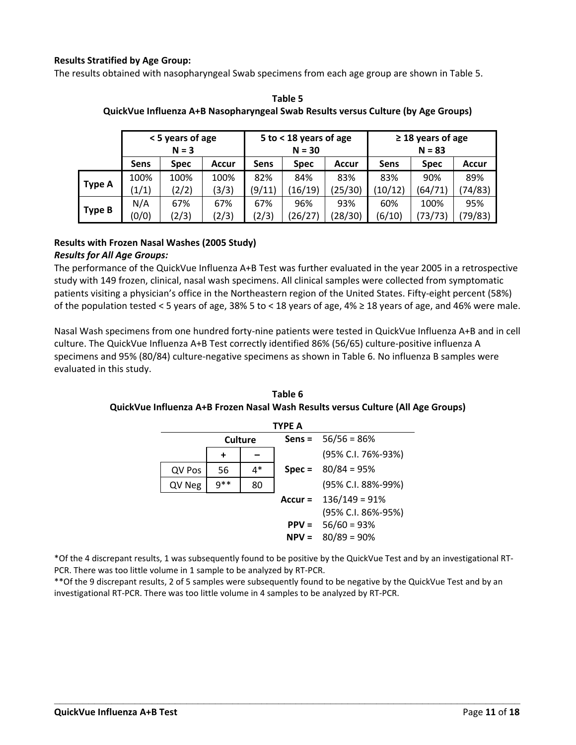**Results Stratified by Age Group:**

The results obtained with nasopharyngeal Swab specimens from each age group are shown in Table 5.

**Table 5**
**QuickVue Influenza A+B Nasopharyngeal Swab Results versus Culture (by Age Groups)**

| | < 5 years of age N = 3 | | | 5 to < 18 years of age N = 30 | | | ≥ 18 years of age N = 83 | | |
|---|---|---|---|---|---|---|---|---|---|
| | **Sens** | **Spec** | **Accur** | **Sens** | **Spec** | **Accur** | **Sens** | **Spec** | **Accur** |
| **Type A** | 100% (1/1) | 100% (2/2) | 100% (3/3) | 82% (9/11) | 84% (16/19) | 83% (25/30) | 83% (10/12) | 90% (64/71) | 89% (74/83) |
| **Type B** | N/A (0/0) | 67% (2/3) | 67% (2/3) | 67% (2/3) | 96% (26/27) | 93% (28/30) | 60% (6/10) | 100% (73/73) | 95% (79/83) |

**Results with Frozen Nasal Washes (2005 Study)**

***Results for All Age Groups:***

The performance of the QuickVue Influenza A+B Test was further evaluated in the year 2005 in a retrospective study with 149 frozen, clinical, nasal wash specimens. All clinical samples were collected from symptomatic patients visiting a physician's office in the Northeastern region of the United States. Fifty-eight percent (58%) of the population tested < 5 years of age, 38% 5 to < 18 years of age, 4% ≥ 18 years of age, and 46% were male.

Nasal Wash specimens from one hundred forty-nine patients were tested in QuickVue Influenza A+B and in cell culture. The QuickVue Influenza A+B Test correctly identified 86% (56/65) culture-positive influenza A specimens and 95% (80/84) culture-negative specimens as shown in Table 6. No influenza B samples were evaluated in this study.

**Table 6**
**QuickVue Influenza A+B Frozen Nasal Wash Results versus Culture (All Age Groups)**

**TYPE A**

| | Culture + | Culture – |
|---|---|---|
| QV Pos | 56 | 4* |
| QV Neg | 9** | 80 |

**Sens =** 56/56 = 86% (95% C.I. 76%-93%)
**Spec =** 80/84 = 95% (95% C.I. 88%-99%)
**Accur =** 136/149 = 91% (95% C.I. 86%-95%)
**PPV =** 56/60 = 93%
**NPV =** 80/89 = 90%

*Of the 4 discrepant results, 1 was subsequently found to be positive by the QuickVue Test and by an investigational RT-PCR. There was too little volume in 1 sample to be analyzed by RT-PCR.

**Of the 9 discrepant results, 2 of 5 samples were subsequently found to be negative by the QuickVue Test and by an investigational RT-PCR. There was too little volume in 4 samples to be analyzed by RT-PCR.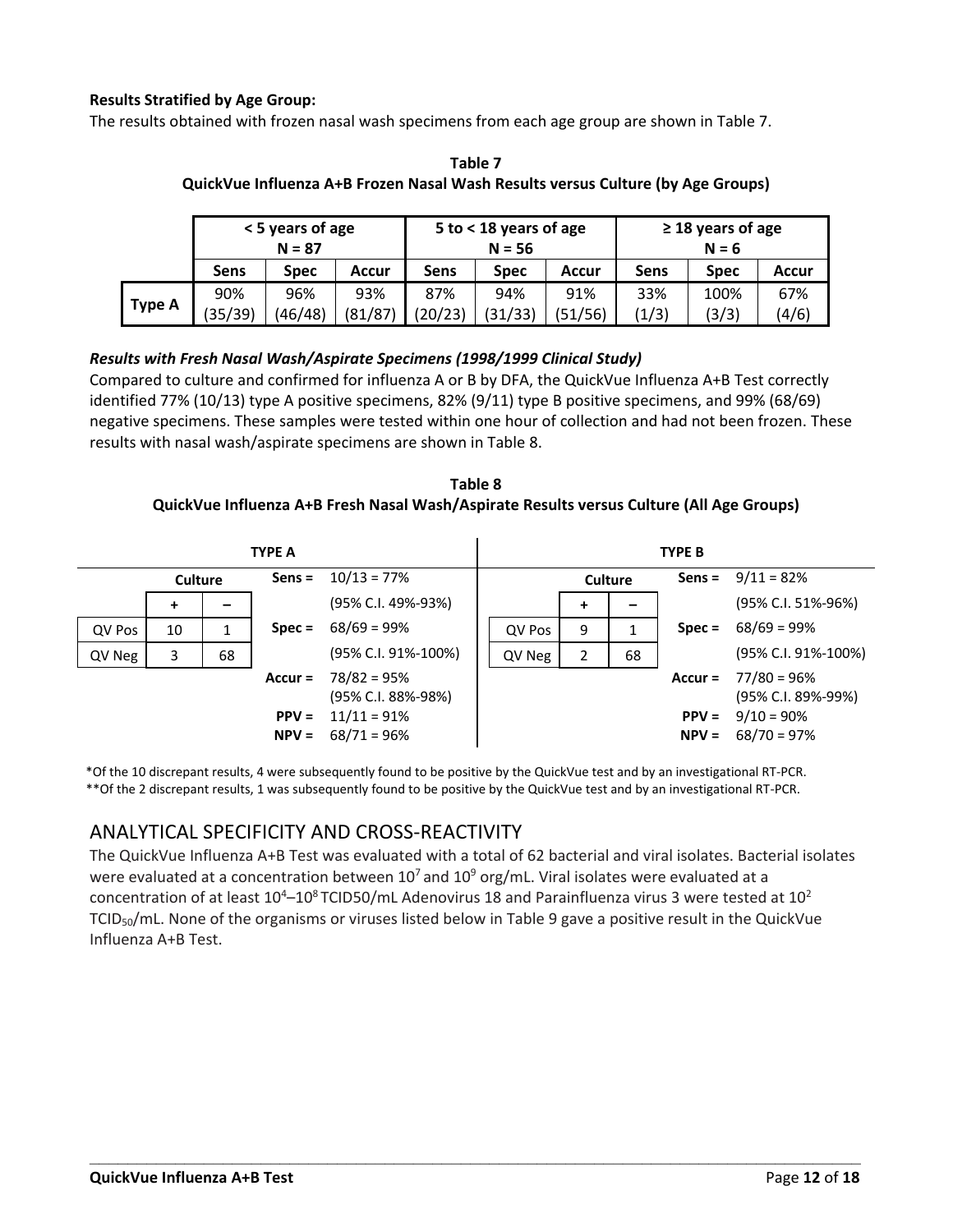**Results Stratified by Age Group:**

The results obtained with frozen nasal wash specimens from each age group are shown in Table 7.

**Table 7**
**QuickVue Influenza A+B Frozen Nasal Wash Results versus Culture (by Age Groups)**

| | < 5 years of age N = 87 | | | 5 to < 18 years of age N = 56 | | | ≥ 18 years of age N = 6 | | |
|---|---|---|---|---|---|---|---|---|---|
| | **Sens** | **Spec** | **Accur** | **Sens** | **Spec** | **Accur** | **Sens** | **Spec** | **Accur** |
| **Type A** | 90% (35/39) | 96% (46/48) | 93% (81/87) | 87% (20/23) | 94% (31/33) | 91% (51/56) | 33% (1/3) | 100% (3/3) | 67% (4/6) |

***Results with Fresh Nasal Wash/Aspirate Specimens (1998/1999 Clinical Study)***

Compared to culture and confirmed for influenza A or B by DFA, the QuickVue Influenza A+B Test correctly identified 77% (10/13) type A positive specimens, 82% (9/11) type B positive specimens, and 99% (68/69) negative specimens. These samples were tested within one hour of collection and had not been frozen. These results with nasal wash/aspirate specimens are shown in Table 8.

**Table 8**
**QuickVue Influenza A+B Fresh Nasal Wash/Aspirate Results versus Culture (All Age Groups)**

**TYPE A**

| | Culture + | Culture – |
|---|---|---|
| QV Pos | 10 | 1 |
| QV Neg | 3 | 68 |

**Sens =** 10/13 = 77% (95% C.I. 49%-93%)
**Spec =** 68/69 = 99% (95% C.I. 91%-100%)
**Accur =** 78/82 = 95% (95% C.I. 88%-98%)
**PPV =** 11/11 = 91%
**NPV =** 68/71 = 96%

**TYPE B**

| | Culture + | Culture – |
|---|---|---|
| QV Pos | 9 | 1 |
| QV Neg | 2 | 68 |

**Sens =** 9/11 = 82% (95% C.I. 51%-96%)
**Spec =** 68/69 = 99% (95% C.I. 91%-100%)
**Accur =** 77/80 = 96% (95% C.I. 89%-99%)
**PPV =** 9/10 = 90%
**NPV =** 68/70 = 97%

*Of the 10 discrepant results, 4 were subsequently found to be positive by the QuickVue test and by an investigational RT-PCR.
**Of the 2 discrepant results, 1 was subsequently found to be positive by the QuickVue test and by an investigational RT-PCR.

## ANALYTICAL SPECIFICITY AND CROSS-REACTIVITY

The QuickVue Influenza A+B Test was evaluated with a total of 62 bacterial and viral isolates. Bacterial isolates were evaluated at a concentration between $10^7$ and $10^9$ org/mL. Viral isolates were evaluated at a concentration of at least $10^4$–$10^8$ TCID50/mL Adenovirus 18 and Parainfluenza virus 3 were tested at $10^2$ $TCID_{50}$/mL. None of the organisms or viruses listed below in Table 9 gave a positive result in the QuickVue Influenza A+B Test.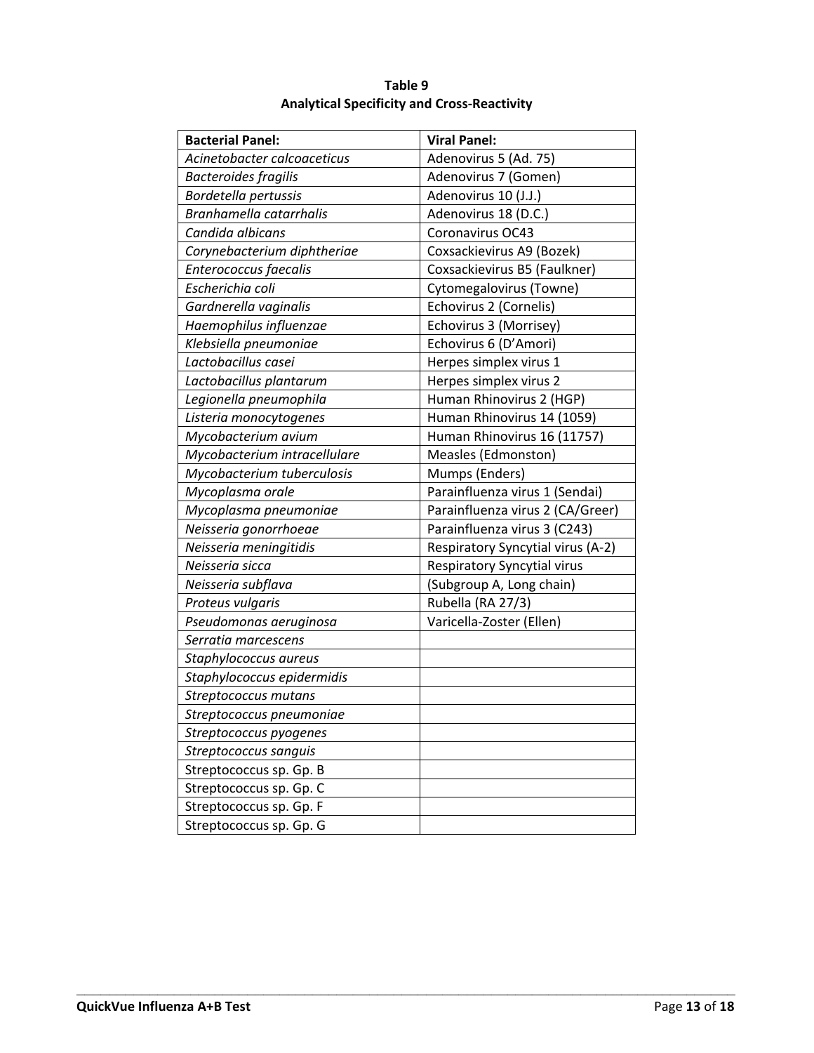**Table 9**
**Analytical Specificity and Cross-Reactivity**

| Bacterial Panel: | Viral Panel: |
|---|---|
| *Acinetobacter calcoaceticus* | Adenovirus 5 (Ad. 75) |
| *Bacteroides fragilis* | Adenovirus 7 (Gomen) |
| *Bordetella pertussis* | Adenovirus 10 (J.J.) |
| *Branhamella catarrhalis* | Adenovirus 18 (D.C.) |
| *Candida albicans* | Coronavirus OC43 |
| *Corynebacterium diphtheriae* | Coxsackievirus A9 (Bozek) |
| *Enterococcus faecalis* | Coxsackievirus B5 (Faulkner) |
| *Escherichia coli* | Cytomegalovirus (Towne) |
| *Gardnerella vaginalis* | Echovirus 2 (Cornelis) |
| *Haemophilus influenzae* | Echovirus 3 (Morrisey) |
| *Klebsiella pneumoniae* | Echovirus 6 (D'Amori) |
| *Lactobacillus casei* | Herpes simplex virus 1 |
| *Lactobacillus plantarum* | Herpes simplex virus 2 |
| *Legionella pneumophila* | Human Rhinovirus 2 (HGP) |
| *Listeria monocytogenes* | Human Rhinovirus 14 (1059) |
| *Mycobacterium avium* | Human Rhinovirus 16 (11757) |
| *Mycobacterium intracellulare* | Measles (Edmonston) |
| *Mycobacterium tuberculosis* | Mumps (Enders) |
| *Mycoplasma orale* | Parainfluenza virus 1 (Sendai) |
| *Mycoplasma pneumoniae* | Parainfluenza virus 2 (CA/Greer) |
| *Neisseria gonorrhoeae* | Parainfluenza virus 3 (C243) |
| *Neisseria meningitidis* | Respiratory Syncytial virus (A-2) |
| *Neisseria sicca* | Respiratory Syncytial virus |
| *Neisseria subflava* | (Subgroup A, Long chain) |
| *Proteus vulgaris* | Rubella (RA 27/3) |
| *Pseudomonas aeruginosa* | Varicella-Zoster (Ellen) |
| *Serratia marcescens* | |
| *Staphylococcus aureus* | |
| *Staphylococcus epidermidis* | |
| *Streptococcus mutans* | |
| *Streptococcus pneumoniae* | |
| *Streptococcus pyogenes* | |
| *Streptococcus sanguis* | |
| Streptococcus sp. Gp. B | |
| Streptococcus sp. Gp. C | |
| Streptococcus sp. Gp. F | |
| Streptococcus sp. Gp. G | |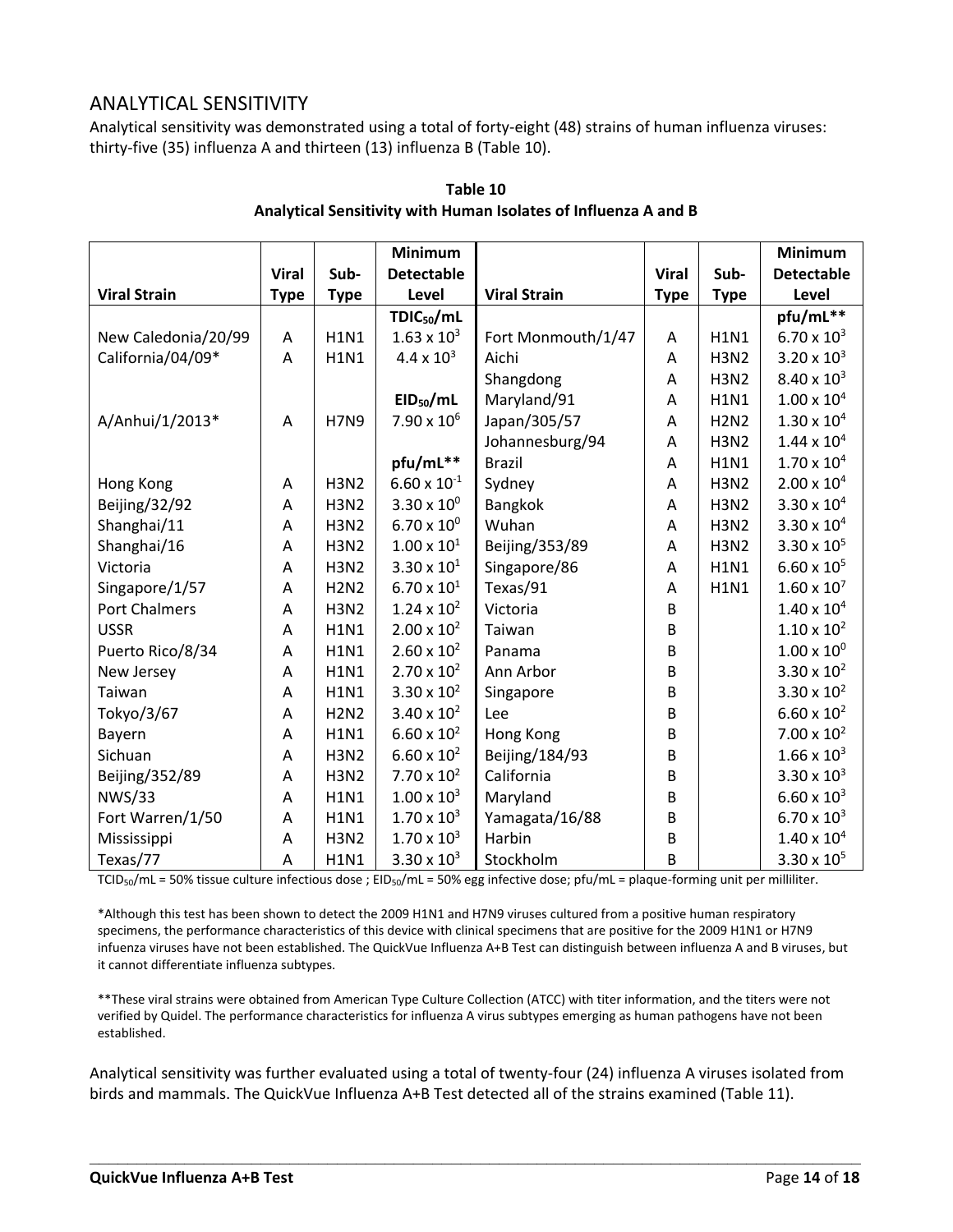## ANALYTICAL SENSITIVITY

Analytical sensitivity was demonstrated using a total of forty-eight (48) strains of human influenza viruses: thirty-five (35) influenza A and thirteen (13) influenza B (Table 10).

**Table 10**
**Analytical Sensitivity with Human Isolates of Influenza A and B**

| Viral Strain | Viral Type | Sub-Type | Minimum Detectable Level | Viral Strain | Viral Type | Sub-Type | Minimum Detectable Level |
|---|---|---|---|---|---|---|---|
| | | | **$TDIC_{50}$/mL** | | | | **pfu/mL*** |
| New Caledonia/20/99 | A | H1N1 | $1.63 \times 10^3$ | Fort Monmouth/1/47 | A | H1N1 | $6.70 \times 10^3$ |
| California/04/09* | A | H1N1 | $4.4 \times 10^3$ | Aichi | A | H3N2 | $3.20 \times 10^3$ |
| | | | | Shangdong | A | H3N2 | $8.40 \times 10^3$ |
| | | | **$EID_{50}$/mL** | Maryland/91 | A | H1N1 | $1.00 \times 10^4$ |
| A/Anhui/1/2013* | A | H7N9 | $7.90 \times 10^6$ | Japan/305/57 | A | H2N2 | $1.30 \times 10^4$ |
| | | | | Johannesburg/94 | A | H3N2 | $1.44 \times 10^4$ |
| | | | **pfu/mL*** | Brazil | A | H1N1 | $1.70 \times 10^4$ |
| Hong Kong | A | H3N2 | $6.60 \times 10^{-1}$ | Sydney | A | H3N2 | $2.00 \times 10^4$ |
| Beijing/32/92 | A | H3N2 | $3.30 \times 10^0$ | Bangkok | A | H3N2 | $3.30 \times 10^4$ |
| Shanghai/11 | A | H3N2 | $6.70 \times 10^0$ | Wuhan | A | H3N2 | $3.30 \times 10^4$ |
| Shanghai/16 | A | H3N2 | $1.00 \times 10^1$ | Beijing/353/89 | A | H3N2 | $3.30 \times 10^5$ |
| Victoria | A | H3N2 | $3.30 \times 10^1$ | Singapore/86 | A | H1N1 | $6.60 \times 10^5$ |
| Singapore/1/57 | A | H2N2 | $6.70 \times 10^1$ | Texas/91 | A | H1N1 | $1.60 \times 10^7$ |
| Port Chalmers | A | H3N2 | $1.24 \times 10^2$ | Victoria | B | | $1.40 \times 10^4$ |
| USSR | A | H1N1 | $2.00 \times 10^2$ | Taiwan | B | | $1.10 \times 10^2$ |
| Puerto Rico/8/34 | A | H1N1 | $2.60 \times 10^2$ | Panama | B | | $1.00 \times 10^0$ |
| New Jersey | A | H1N1 | $2.70 \times 10^2$ | Ann Arbor | B | | $3.30 \times 10^2$ |
| Taiwan | A | H1N1 | $3.30 \times 10^2$ | Singapore | B | | $3.30 \times 10^2$ |
| Tokyo/3/67 | A | H2N2 | $3.40 \times 10^2$ | Lee | B | | $6.60 \times 10^2$ |
| Bayern | A | H1N1 | $6.60 \times 10^2$ | Hong Kong | B | | $7.00 \times 10^2$ |
| Sichuan | A | H3N2 | $6.60 \times 10^2$ | Beijing/184/93 | B | | $1.66 \times 10^3$ |
| Beijing/352/89 | A | H3N2 | $7.70 \times 10^2$ | California | B | | $3.30 \times 10^3$ |
| NWS/33 | A | H1N1 | $1.00 \times 10^3$ | Maryland | B | | $6.60 \times 10^3$ |
| Fort Warren/1/50 | A | H1N1 | $1.70 \times 10^3$ | Yamagata/16/88 | B | | $6.70 \times 10^3$ |
| Mississippi | A | H3N2 | $1.70 \times 10^3$ | Harbin | B | | $1.40 \times 10^4$ |
| Texas/77 | A | H1N1 | $3.30 \times 10^3$ | Stockholm | B | | $3.30 \times 10^5$ |

$TCID_{50}$/mL = 50% tissue culture infectious dose ; $EID_{50}$/mL = 50% egg infective dose; pfu/mL = plaque-forming unit per milliliter.

*Although this test has been shown to detect the 2009 H1N1 and H7N9 viruses cultured from a positive human respiratory specimens, the performance characteristics of this device with clinical specimens that are positive for the 2009 H1N1 or H7N9 infuenza viruses have not been established. The QuickVue Influenza A+B Test can distinguish between influenza A and B viruses, but it cannot differentiate influenza subtypes.

**These viral strains were obtained from American Type Culture Collection (ATCC) with titer information, and the titers were not verified by Quidel. The performance characteristics for influenza A virus subtypes emerging as human pathogens have not been established.

Analytical sensitivity was further evaluated using a total of twenty-four (24) influenza A viruses isolated from birds and mammals. The QuickVue Influenza A+B Test detected all of the strains examined (Table 11).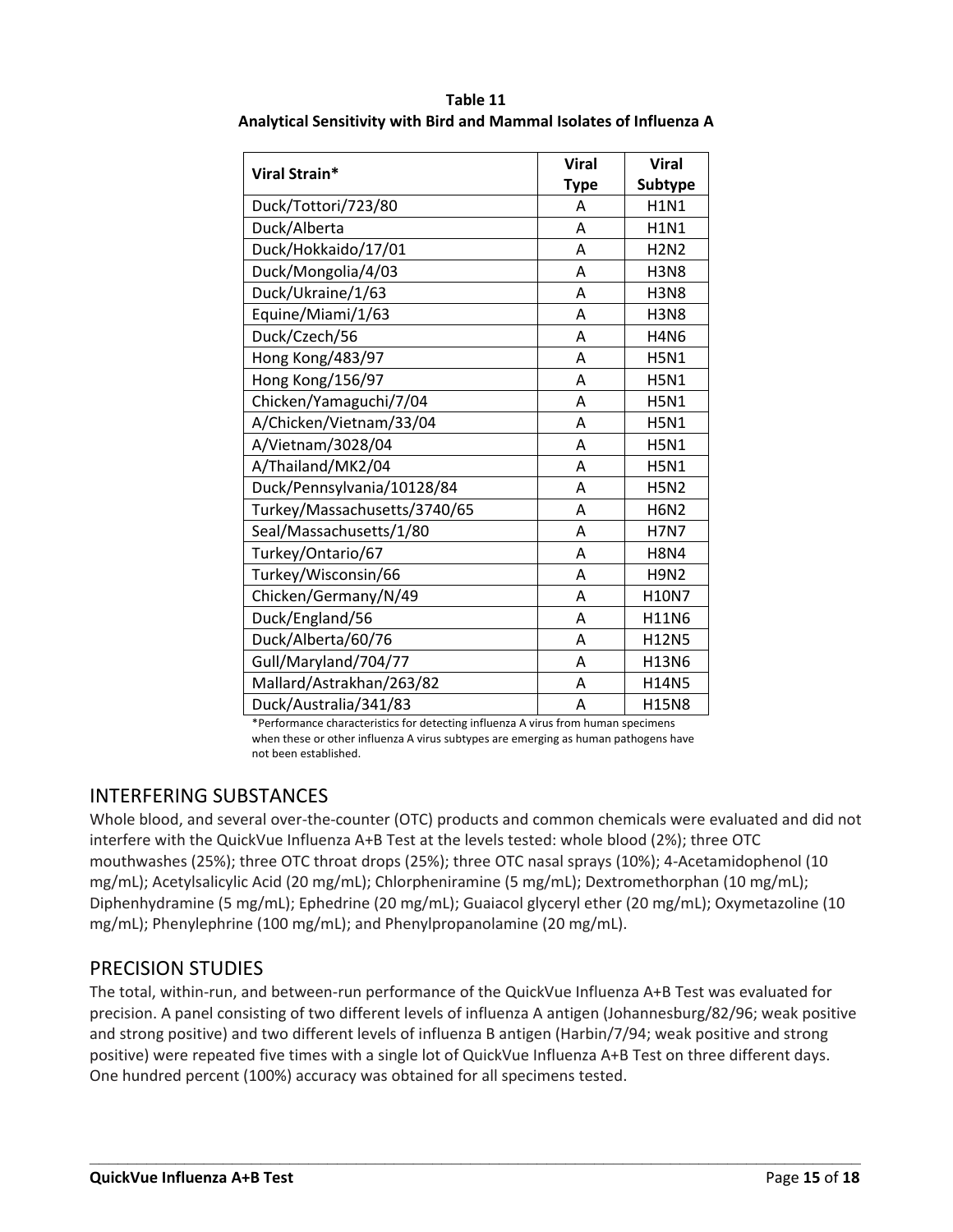**Table 11**
**Analytical Sensitivity with Bird and Mammal Isolates of Influenza A**

| Viral Strain* | Viral Type | Viral Subtype |
|---|---|---|
| Duck/Tottori/723/80 | A | H1N1 |
| Duck/Alberta | A | H1N1 |
| Duck/Hokkaido/17/01 | A | H2N2 |
| Duck/Mongolia/4/03 | A | H3N8 |
| Duck/Ukraine/1/63 | A | H3N8 |
| Equine/Miami/1/63 | A | H3N8 |
| Duck/Czech/56 | A | H4N6 |
| Hong Kong/483/97 | A | H5N1 |
| Hong Kong/156/97 | A | H5N1 |
| Chicken/Yamaguchi/7/04 | A | H5N1 |
| A/Chicken/Vietnam/33/04 | A | H5N1 |
| A/Vietnam/3028/04 | A | H5N1 |
| A/Thailand/MK2/04 | A | H5N1 |
| Duck/Pennsylvania/10128/84 | A | H5N2 |
| Turkey/Massachusetts/3740/65 | A | H6N2 |
| Seal/Massachusetts/1/80 | A | H7N7 |
| Turkey/Ontario/67 | A | H8N4 |
| Turkey/Wisconsin/66 | A | H9N2 |
| Chicken/Germany/N/49 | A | H10N7 |
| Duck/England/56 | A | H11N6 |
| Duck/Alberta/60/76 | A | H12N5 |
| Gull/Maryland/704/77 | A | H13N6 |
| Mallard/Astrakhan/263/82 | A | H14N5 |
| Duck/Australia/341/83 | A | H15N8 |

*Performance characteristics for detecting influenza A virus from human specimens when these or other influenza A virus subtypes are emerging as human pathogens have not been established.

## INTERFERING SUBSTANCES

Whole blood, and several over-the-counter (OTC) products and common chemicals were evaluated and did not interfere with the QuickVue Influenza A+B Test at the levels tested: whole blood (2%); three OTC mouthwashes (25%); three OTC throat drops (25%); three OTC nasal sprays (10%); 4-Acetamidophenol (10 mg/mL); Acetylsalicylic Acid (20 mg/mL); Chlorpheniramine (5 mg/mL); Dextromethorphan (10 mg/mL); Diphenhydramine (5 mg/mL); Ephedrine (20 mg/mL); Guaiacol glyceryl ether (20 mg/mL); Oxymetazoline (10 mg/mL); Phenylephrine (100 mg/mL); and Phenylpropanolamine (20 mg/mL).

## PRECISION STUDIES

The total, within-run, and between-run performance of the QuickVue Influenza A+B Test was evaluated for precision. A panel consisting of two different levels of influenza A antigen (Johannesburg/82/96; weak positive and strong positive) and two different levels of influenza B antigen (Harbin/7/94; weak positive and strong positive) were repeated five times with a single lot of QuickVue Influenza A+B Test on three different days. One hundred percent (100%) accuracy was obtained for all specimens tested.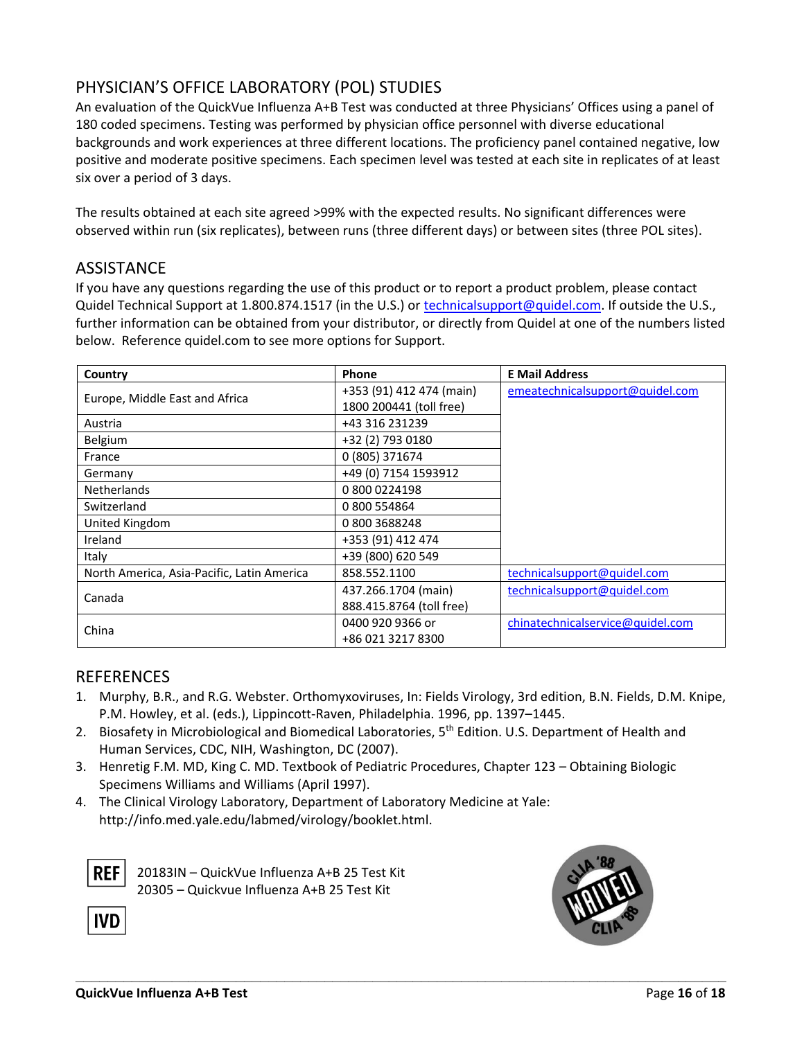## PHYSICIAN'S OFFICE LABORATORY (POL) STUDIES

An evaluation of the QuickVue Influenza A+B Test was conducted at three Physicians' Offices using a panel of 180 coded specimens. Testing was performed by physician office personnel with diverse educational backgrounds and work experiences at three different locations. The proficiency panel contained negative, low positive and moderate positive specimens. Each specimen level was tested at each site in replicates of at least six over a period of 3 days.

The results obtained at each site agreed >99% with the expected results. No significant differences were observed within run (six replicates), between runs (three different days) or between sites (three POL sites).

## ASSISTANCE

If you have any questions regarding the use of this product or to report a product problem, please contact Quidel Technical Support at 1.800.874.1517 (in the U.S.) or technicalsupport@quidel.com. If outside the U.S., further information can be obtained from your distributor, or directly from Quidel at one of the numbers listed below. Reference quidel.com to see more options for Support.

| Country | Phone | E Mail Address |
|---|---|---|
| Europe, Middle East and Africa | +353 (91) 412 474 (main)<br>1800 200441 (toll free) | emeatechnicalsupport@quidel.com |
| Austria | +43 316 231239 | |
| Belgium | +32 (2) 793 0180 | |
| France | 0 (805) 371674 | |
| Germany | +49 (0) 7154 1593912 | |
| Netherlands | 0 800 0224198 | |
| Switzerland | 0 800 554864 | |
| United Kingdom | 0 800 3688248 | |
| Ireland | +353 (91) 412 474 | |
| Italy | +39 (800) 620 549 | |
| North America, Asia-Pacific, Latin America | 858.552.1100 | technicalsupport@quidel.com |
| Canada | 437.266.1704 (main)<br>888.415.8764 (toll free) | technicalsupport@quidel.com |
| China | 0400 920 9366 or<br>+86 021 3217 8300 | chinatechnicalservice@quidel.com |

## REFERENCES

1. Murphy, B.R., and R.G. Webster. Orthomyxoviruses, In: Fields Virology, 3rd edition, B.N. Fields, D.M. Knipe, P.M. Howley, et al. (eds.), Lippincott-Raven, Philadelphia. 1996, pp. 1397–1445.
2. Biosafety in Microbiological and Biomedical Laboratories, 5th Edition. U.S. Department of Health and Human Services, CDC, NIH, Washington, DC (2007).
3. Henretig F.M. MD, King C. MD. Textbook of Pediatric Procedures, Chapter 123 – Obtaining Biologic Specimens Williams and Williams (April 1997).
4. The Clinical Virology Laboratory, Department of Laboratory Medicine at Yale: http://info.med.yale.edu/labmed/virology/booklet.html.

REF 20183IN – QuickVue Influenza A+B 25 Test Kit
20305 – Quickvue Influenza A+B 25 Test Kit

IVD

CLIA '88 WAIVED CLIA '88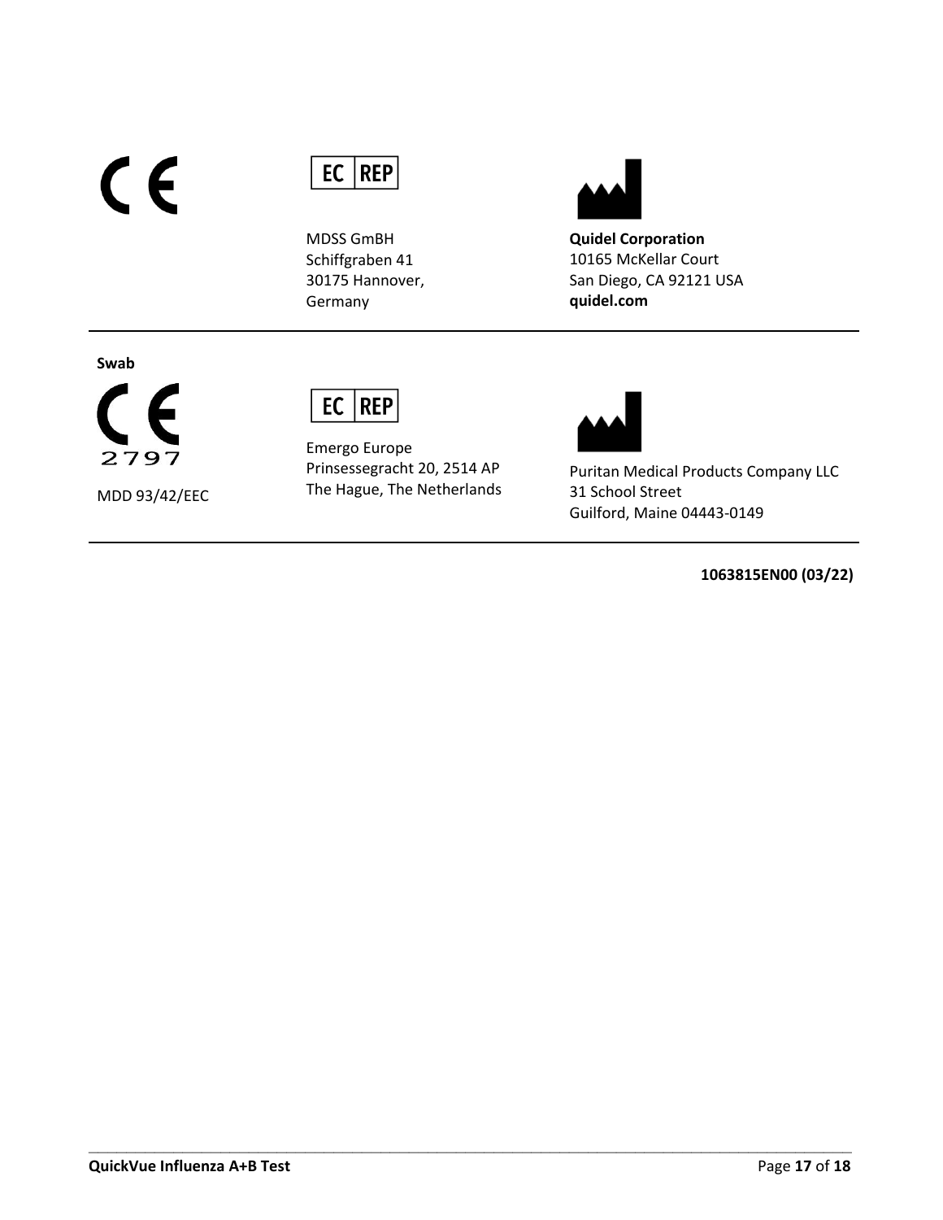CE

EC REP

MDSS GmBH
Schiffgraben 41
30175 Hannover,
Germany

**Quidel Corporation**
10165 McKellar Court
San Diego, CA 92121 USA
**quidel.com**

---

**Swab**

CE 2797

MDD 93/42/EEC

EC REP

Emergo Europe
Prinsessegracht 20, 2514 AP
The Hague, The Netherlands

Puritan Medical Products Company LLC
31 School Street
Guilford, Maine 04443-0149

---

**1063815EN00 (03/22)**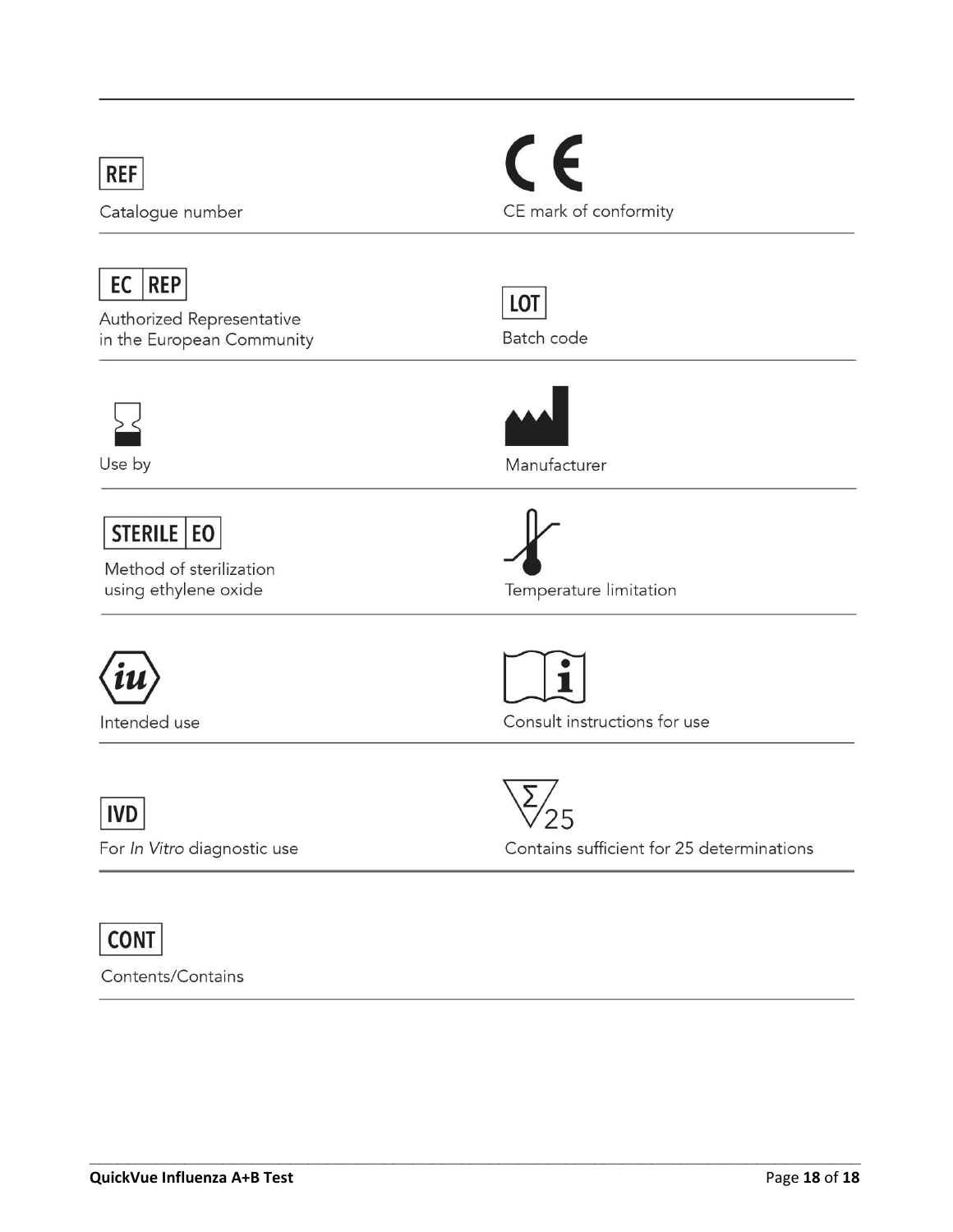| | |
|---|---|
| REF<br>Catalogue number | CE<br>CE mark of conformity |
| EC REP<br>Authorized Representative in the European Community | LOT<br>Batch code |
| Use by | Manufacturer |
| STERILE EO<br>Method of sterilization using ethylene oxide | Temperature limitation |
| *iu*<br>Intended use | Consult instructions for use |
| IVD<br>For *In Vitro* diagnostic use | Σ 25<br>Contains sufficient for 25 determinations |
| CONT<br>Contents/Contains | |